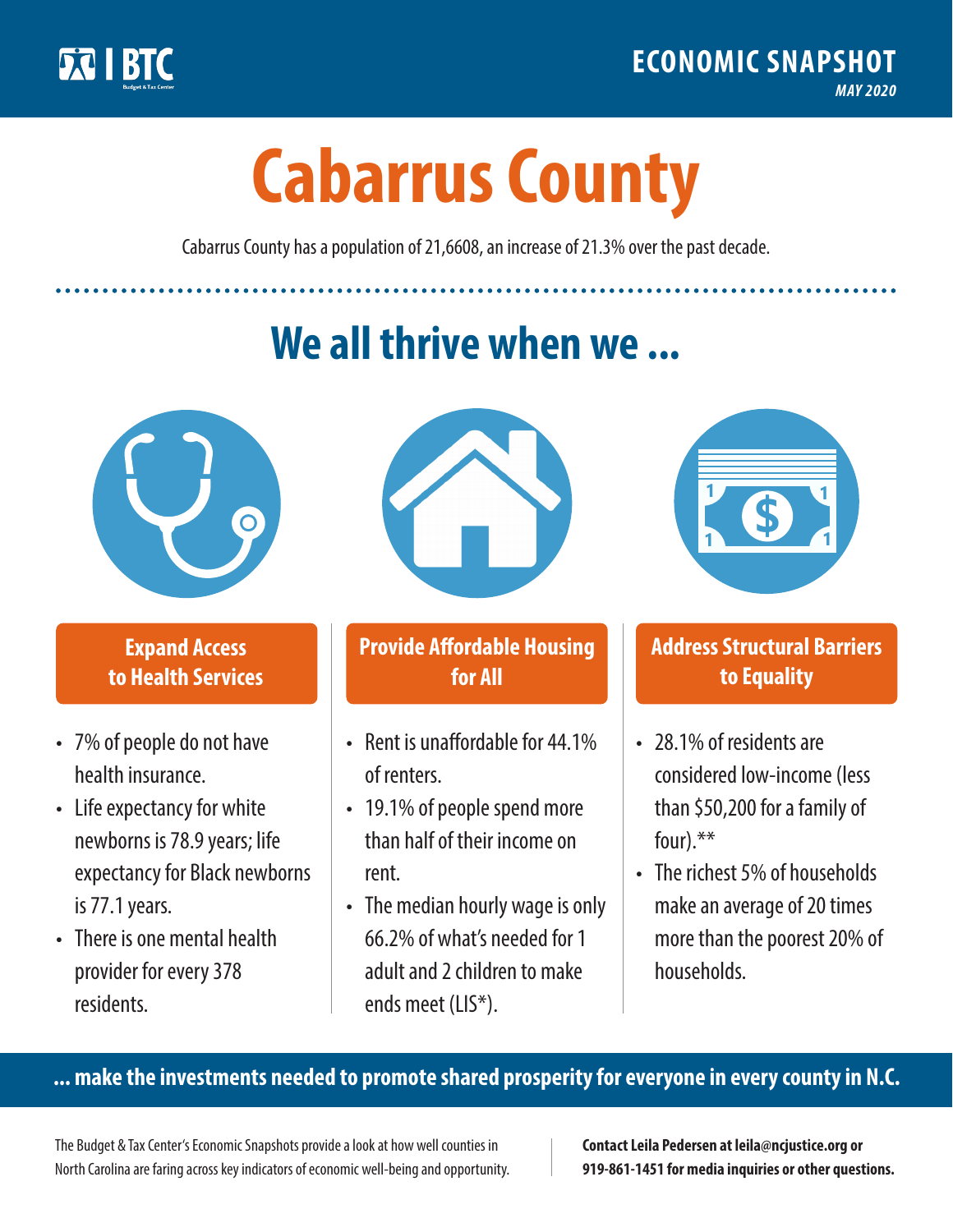BTC

Budget & Tax Center

## ECONOMIC SNAPSHOT

*MAY 2020*

# Cabarrus County

Cabarrus County has a population of 21,6608, an increase of 21.3% over the past decade.

## We all thrive when we ...

### Expand Access to Health Services

- 7% of people do not have health insurance.
- Life expectancy for white newborns is 78.9 years; life expectancy for Black newborns is 77.1 years.
- There is one mental health provider for every 378 residents.

### Provide Affordable Housing for All

- Rent is unaffordable for 44.1% of renters.
- 19.1% of people spend more than half of their income on rent.
- The median hourly wage is only 66.2% of what's needed for 1 adult and 2 children to make ends meet (LIS*).

### Address Structural Barriers to Equality

- 28.1% of residents are considered low-income (less than $50,200 for a family of four).**
- The richest 5% of households make an average of 20 times more than the poorest 20% of households.

**... make the investments needed to promote shared prosperity for everyone in every county in N.C.**

The Budget & Tax Center's Economic Snapshots provide a look at how well counties in North Carolina are faring across key indicators of economic well-being and opportunity.

**Contact Leila Pedersen at leila@ncjustice.org or 919-861-1451 for media inquiries or other questions.**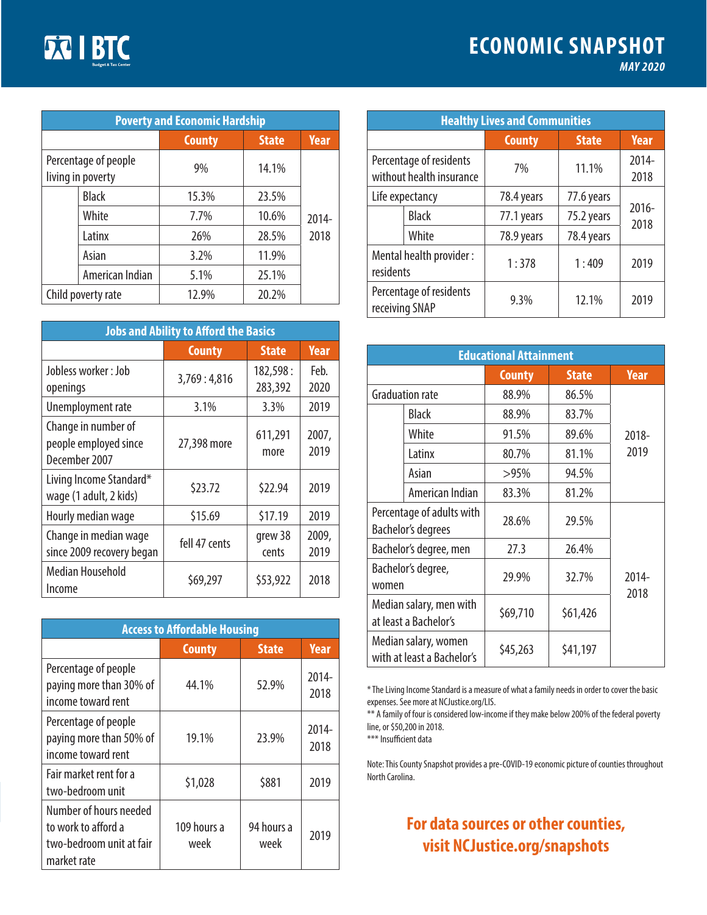BTC

Budget & Tax Center

# ECONOMIC SNAPSHOT

*MAY 2020*

## Poverty and Economic Hardship

| | | County | State | Year |
|---|---|---|---|---|
| Percentage of people living in poverty | | 9% | 14.1% | 2014-2018 |
| | Black | 15.3% | 23.5% | |
| | White | 7.7% | 10.6% | |
| | Latinx | 26% | 28.5% | |
| | Asian | 3.2% | 11.9% | |
| | American Indian | 5.1% | 25.1% | |
| Child poverty rate | | 12.9% | 20.2% | |

## Jobs and Ability to Afford the Basics

| | County | State | Year |
|---|---|---|---|
| Jobless worker : Job openings | 3,769 : 4,816 | 182,598 : 283,392 | Feb. 2020 |
| Unemployment rate | 3.1% | 3.3% | 2019 |
| Change in number of people employed since December 2007 | 27,398 more | 611,291 more | 2007, 2019 |
| Living Income Standard* wage (1 adult, 2 kids) | $23.72 | $22.94 | 2019 |
| Hourly median wage | $15.69 | $17.19 | 2019 |
| Change in median wage since 2009 recovery began | fell 47 cents | grew 38 cents | 2009, 2019 |
| Median Household Income | $69,297 | $53,922 | 2018 |

## Access to Affordable Housing

| | County | State | Year |
|---|---|---|---|
| Percentage of people paying more than 30% of income toward rent | 44.1% | 52.9% | 2014-2018 |
| Percentage of people paying more than 50% of income toward rent | 19.1% | 23.9% | 2014-2018 |
| Fair market rent for a two-bedroom unit | $1,028 | $881 | 2019 |
| Number of hours needed to work to afford a two-bedroom unit at fair market rate | 109 hours a week | 94 hours a week | 2019 |

## Healthy Lives and Communities

| | | County | State | Year |
|---|---|---|---|---|
| Percentage of residents without health insurance | | 7% | 11.1% | 2014-2018 |
| Life expectancy | | 78.4 years | 77.6 years | 2016-2018 |
| | Black | 77.1 years | 75.2 years | |
| | White | 78.9 years | 78.4 years | |
| Mental health provider : residents | | 1 : 378 | 1 : 409 | 2019 |
| Percentage of residents receiving SNAP | | 9.3% | 12.1% | 2019 |

## Educational Attainment

| | | County | State | Year |
|---|---|---|---|---|
| Graduation rate | | 88.9% | 86.5% | 2018-2019 |
| | Black | 88.9% | 83.7% | |
| | White | 91.5% | 89.6% | |
| | Latinx | 80.7% | 81.1% | |
| | Asian | >95% | 94.5% | |
| | American Indian | 83.3% | 81.2% | |
| Percentage of adults with Bachelor's degrees | | 28.6% | 29.5% | 2014-2018 |
| Bachelor's degree, men | | 27.3 | 26.4% | |
| Bachelor's degree, women | | 29.9% | 32.7% | |
| Median salary, men with at least a Bachelor's | | $69,710 | $61,426 | |
| Median salary, women with at least a Bachelor's | | $45,263 | $41,197 | |

* The Living Income Standard is a measure of what a family needs in order to cover the basic expenses. See more at NCJustice.org/LIS.

** A family of four is considered low-income if they make below 200% of the federal poverty line, or $50,200 in 2018.

*** Insufficient data

Note: This County Snapshot provides a pre-COVID-19 economic picture of counties throughout North Carolina.

**For data sources or other counties, visit NCJustice.org/snapshots**